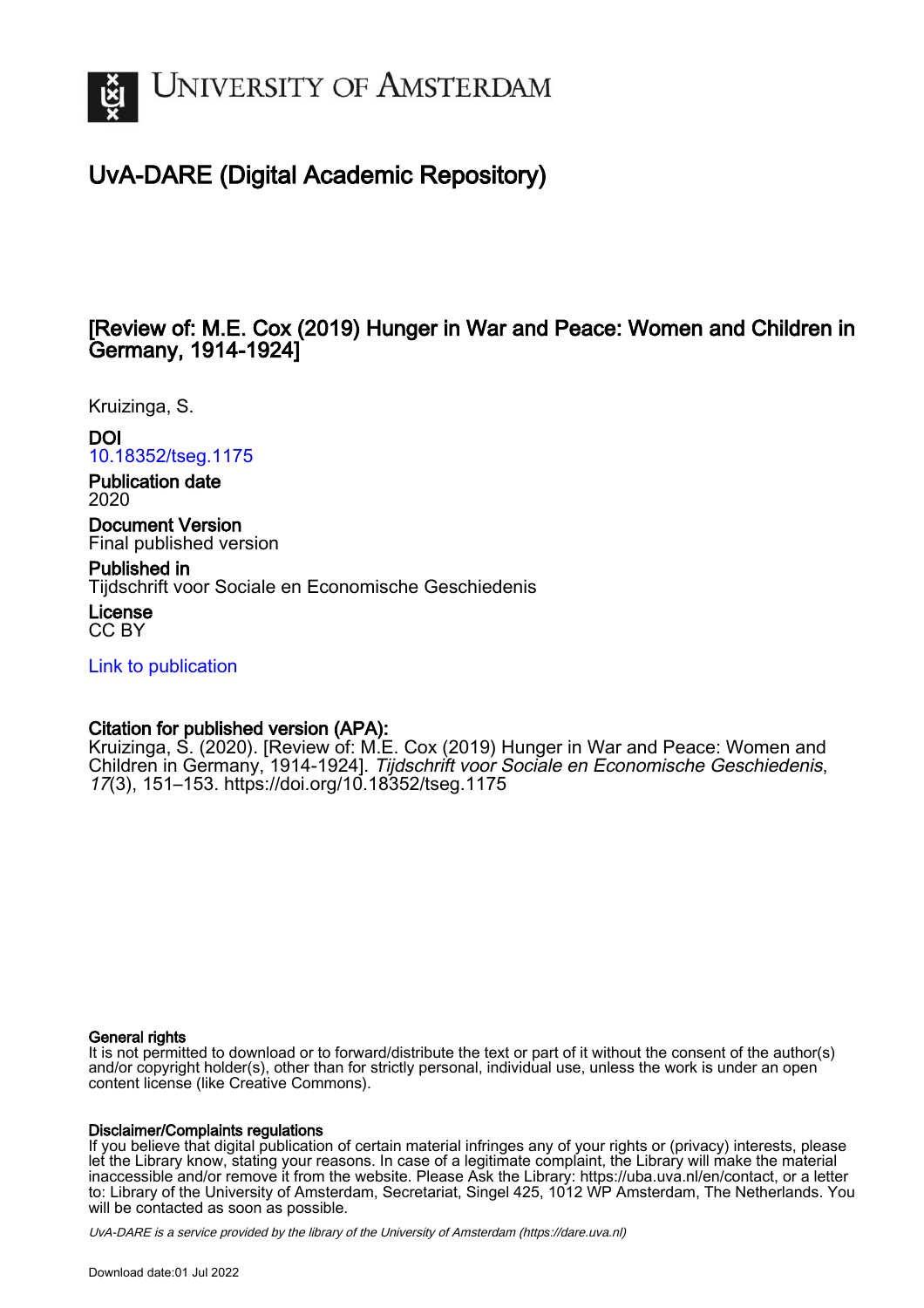# University of Amsterdam

## UvA-DARE (Digital Academic Repository)

### [Review of: M.E. Cox (2019) Hunger in War and Peace: Women and Children in Germany, 1914-1924]

Kruizinga, S.

**DOI**
10.18352/tseg.1175

**Publication date**
2020

**Document Version**
Final published version

**Published in**
Tijdschrift voor Sociale en Economische Geschiedenis

**License**
CC BY

Link to publication

**Citation for published version (APA):**
Kruizinga, S. (2020). [Review of: M.E. Cox (2019) Hunger in War and Peace: Women and Children in Germany, 1914-1924]. *Tijdschrift voor Sociale en Economische Geschiedenis*, *17*(3), 151–153. https://doi.org/10.18352/tseg.1175

**General rights**
It is not permitted to download or to forward/distribute the text or part of it without the consent of the author(s) and/or copyright holder(s), other than for strictly personal, individual use, unless the work is under an open content license (like Creative Commons).

**Disclaimer/Complaints regulations**
If you believe that digital publication of certain material infringes any of your rights or (privacy) interests, please let the Library know, stating your reasons. In case of a legitimate complaint, the Library will make the material inaccessible and/or remove it from the website. Please Ask the Library: https://uba.uva.nl/en/contact, or a letter to: Library of the University of Amsterdam, Secretariat, Singel 425, 1012 WP Amsterdam, The Netherlands. You will be contacted as soon as possible.

*UvA-DARE is a service provided by the library of the University of Amsterdam (https://dare.uva.nl)*

Download date:01 Jul 2022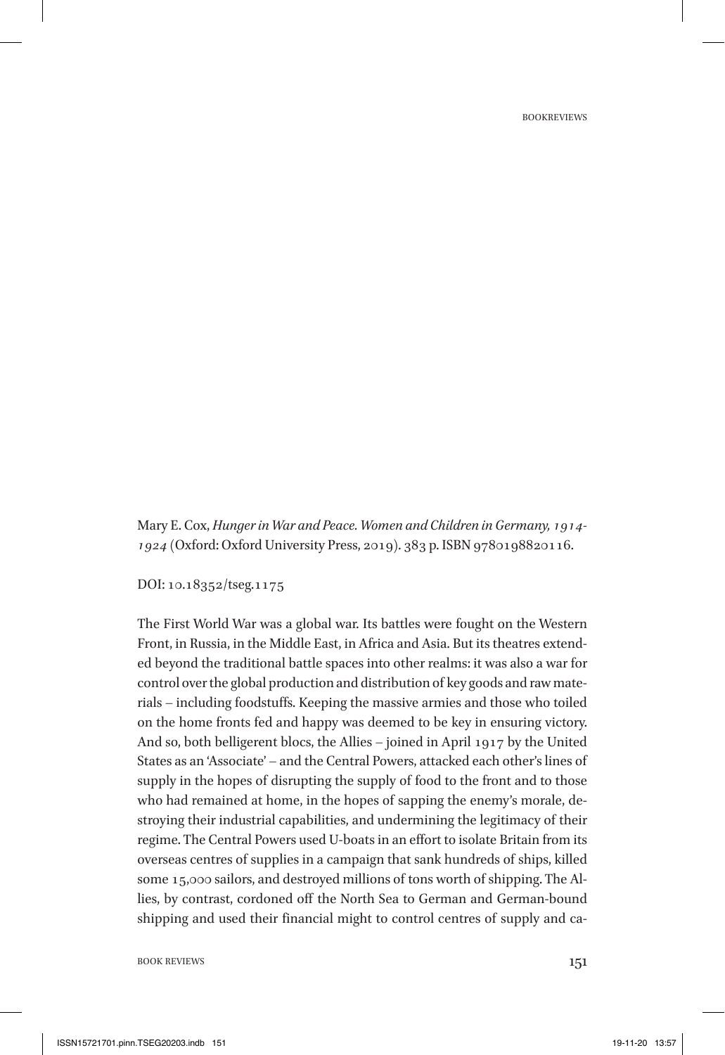Mary E. Cox, *Hunger in War and Peace. Women and Children in Germany, 1914-1924* (Oxford: Oxford University Press, 2019). 383 p. ISBN 9780198820116.

DOI: 10.18352/tseg.1175

The First World War was a global war. Its battles were fought on the Western Front, in Russia, in the Middle East, in Africa and Asia. But its theatres extended beyond the traditional battle spaces into other realms: it was also a war for control over the global production and distribution of key goods and raw materials – including foodstuffs. Keeping the massive armies and those who toiled on the home fronts fed and happy was deemed to be key in ensuring victory. And so, both belligerent blocs, the Allies – joined in April 1917 by the United States as an 'Associate' – and the Central Powers, attacked each other's lines of supply in the hopes of disrupting the supply of food to the front and to those who had remained at home, in the hopes of sapping the enemy's morale, destroying their industrial capabilities, and undermining the legitimacy of their regime. The Central Powers used U-boats in an effort to isolate Britain from its overseas centres of supplies in a campaign that sank hundreds of ships, killed some 15,000 sailors, and destroyed millions of tons worth of shipping. The Allies, by contrast, cordoned off the North Sea to German and German-bound shipping and used their financial might to control centres of supply and ca-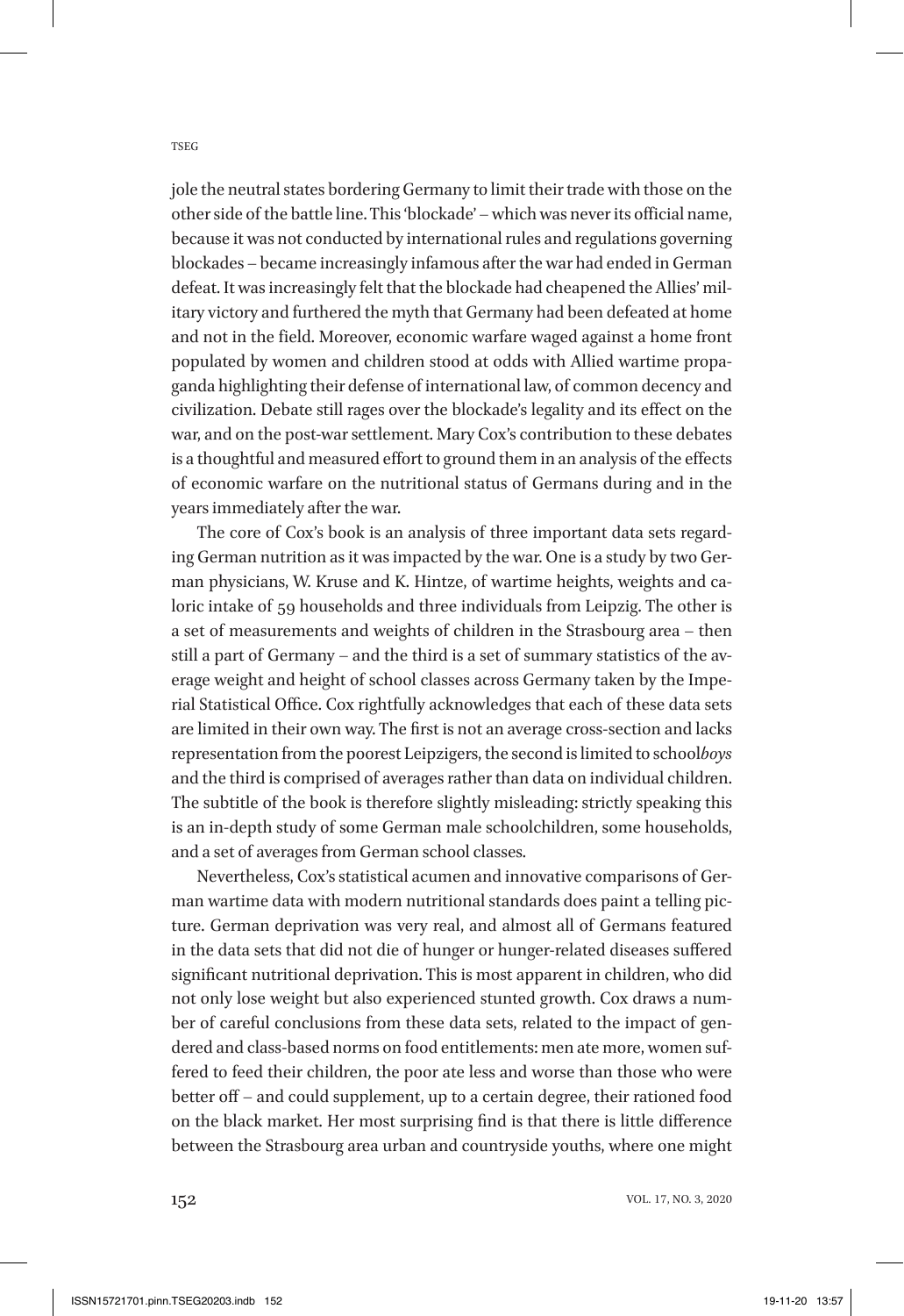jole the neutral states bordering Germany to limit their trade with those on the other side of the battle line. This 'blockade' – which was never its official name, because it was not conducted by international rules and regulations governing blockades – became increasingly infamous after the war had ended in German defeat. It was increasingly felt that the blockade had cheapened the Allies' military victory and furthered the myth that Germany had been defeated at home and not in the field. Moreover, economic warfare waged against a home front populated by women and children stood at odds with Allied wartime propaganda highlighting their defense of international law, of common decency and civilization. Debate still rages over the blockade's legality and its effect on the war, and on the post-war settlement. Mary Cox's contribution to these debates is a thoughtful and measured effort to ground them in an analysis of the effects of economic warfare on the nutritional status of Germans during and in the years immediately after the war.

The core of Cox's book is an analysis of three important data sets regarding German nutrition as it was impacted by the war. One is a study by two German physicians, W. Kruse and K. Hintze, of wartime heights, weights and caloric intake of 59 households and three individuals from Leipzig. The other is a set of measurements and weights of children in the Strasbourg area – then still a part of Germany – and the third is a set of summary statistics of the average weight and height of school classes across Germany taken by the Imperial Statistical Office. Cox rightfully acknowledges that each of these data sets are limited in their own way. The first is not an average cross-section and lacks representation from the poorest Leipzigers, the second is limited to school*boys* and the third is comprised of averages rather than data on individual children. The subtitle of the book is therefore slightly misleading: strictly speaking this is an in-depth study of some German male schoolchildren, some households, and a set of averages from German school classes.

Nevertheless, Cox's statistical acumen and innovative comparisons of German wartime data with modern nutritional standards does paint a telling picture. German deprivation was very real, and almost all of Germans featured in the data sets that did not die of hunger or hunger-related diseases suffered significant nutritional deprivation. This is most apparent in children, who did not only lose weight but also experienced stunted growth. Cox draws a number of careful conclusions from these data sets, related to the impact of gendered and class-based norms on food entitlements: men ate more, women suffered to feed their children, the poor ate less and worse than those who were better off – and could supplement, up to a certain degree, their rationed food on the black market. Her most surprising find is that there is little difference between the Strasbourg area urban and countryside youths, where one might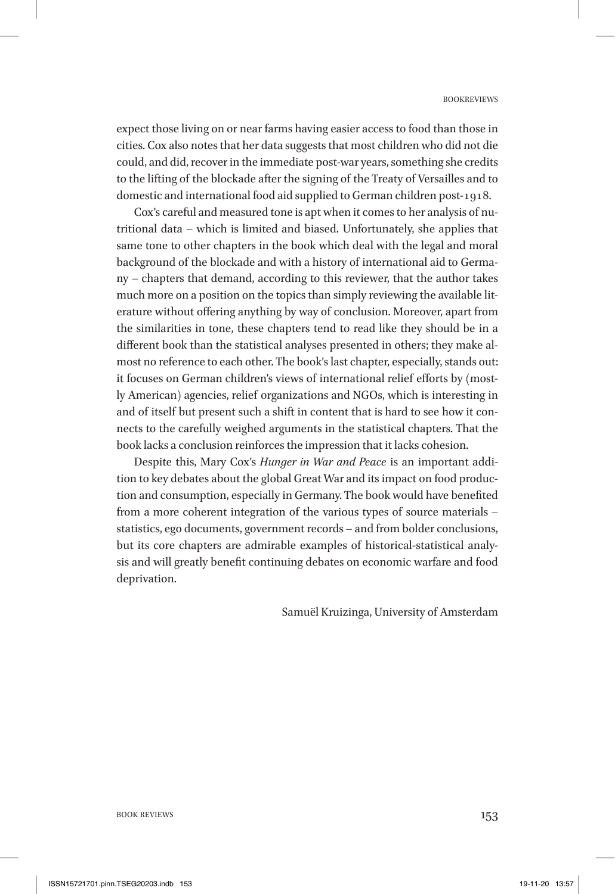expect those living on or near farms having easier access to food than those in cities. Cox also notes that her data suggests that most children who did not die could, and did, recover in the immediate post-war years, something she credits to the lifting of the blockade after the signing of the Treaty of Versailles and to domestic and international food aid supplied to German children post-1918.

Cox's careful and measured tone is apt when it comes to her analysis of nutritional data – which is limited and biased. Unfortunately, she applies that same tone to other chapters in the book which deal with the legal and moral background of the blockade and with a history of international aid to Germany – chapters that demand, according to this reviewer, that the author takes much more on a position on the topics than simply reviewing the available literature without offering anything by way of conclusion. Moreover, apart from the similarities in tone, these chapters tend to read like they should be in a different book than the statistical analyses presented in others; they make almost no reference to each other. The book's last chapter, especially, stands out: it focuses on German children's views of international relief efforts by (mostly American) agencies, relief organizations and NGOs, which is interesting in and of itself but present such a shift in content that is hard to see how it connects to the carefully weighed arguments in the statistical chapters. That the book lacks a conclusion reinforces the impression that it lacks cohesion.

Despite this, Mary Cox's *Hunger in War and Peace* is an important addition to key debates about the global Great War and its impact on food production and consumption, especially in Germany. The book would have benefited from a more coherent integration of the various types of source materials – statistics, ego documents, government records – and from bolder conclusions, but its core chapters are admirable examples of historical-statistical analysis and will greatly benefit continuing debates on economic warfare and food deprivation.

Samuël Kruizinga, University of Amsterdam